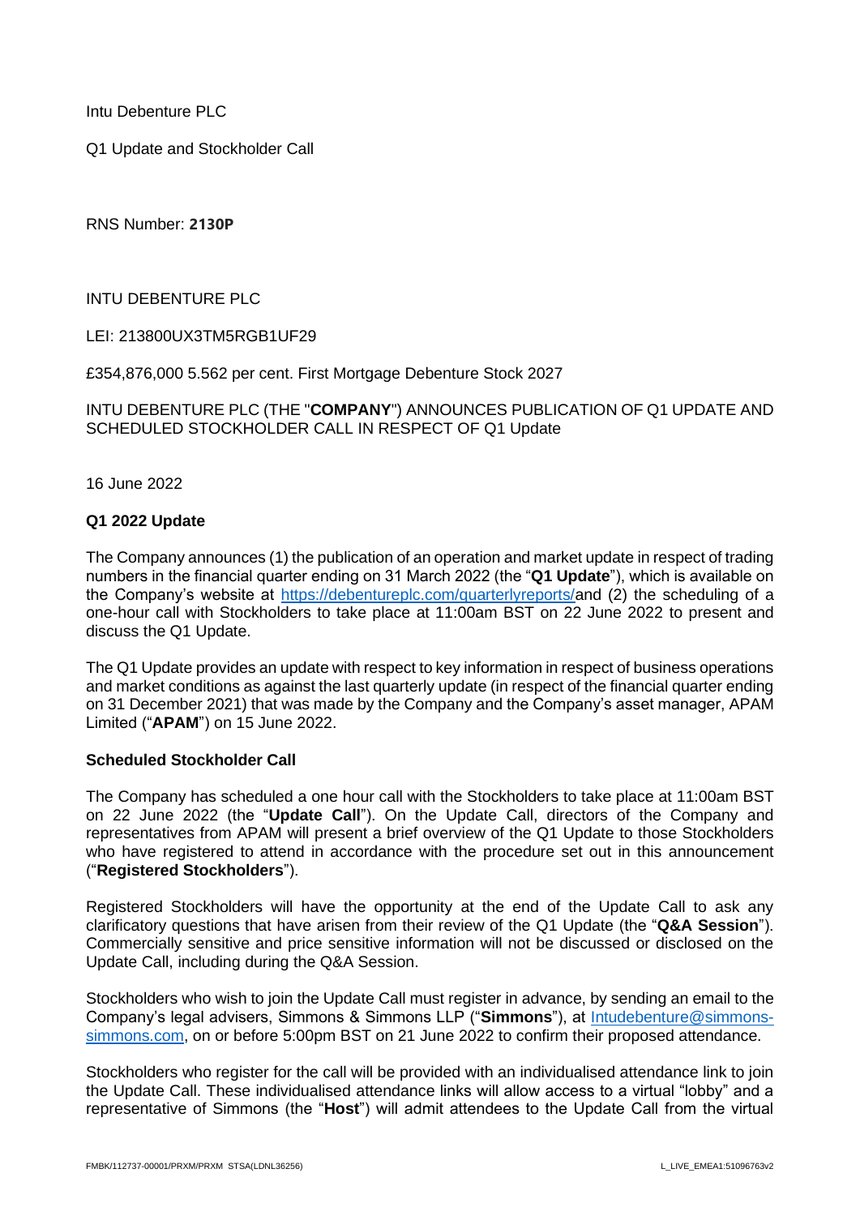Intu Debenture PLC

Q1 Update and Stockholder Call

RNS Number: **2130P**

INTU DEBENTURE PLC

LEI: 213800UX3TM5RGB1UF29

£354,876,000 5.562 per cent. First Mortgage Debenture Stock 2027

INTU DEBENTURE PLC (THE "**COMPANY**") ANNOUNCES PUBLICATION OF Q1 UPDATE AND SCHEDULED STOCKHOLDER CALL IN RESPECT OF Q1 Update

16 June 2022

**Q1 2022 Update**

The Company announces (1) the publication of an operation and market update in respect of trading numbers in the financial quarter ending on 31 March 2022 (the "**Q1 Update**"), which is available on the Company's website at https://debentureplc.com/quarterlyreports/and (2) the scheduling of a one-hour call with Stockholders to take place at 11:00am BST on 22 June 2022 to present and discuss the Q1 Update.

The Q1 Update provides an update with respect to key information in respect of business operations and market conditions as against the last quarterly update (in respect of the financial quarter ending on 31 December 2021) that was made by the Company and the Company's asset manager, APAM Limited ("**APAM**") on 15 June 2022.

**Scheduled Stockholder Call**

The Company has scheduled a one hour call with the Stockholders to take place at 11:00am BST on 22 June 2022 (the "**Update Call**"). On the Update Call, directors of the Company and representatives from APAM will present a brief overview of the Q1 Update to those Stockholders who have registered to attend in accordance with the procedure set out in this announcement ("**Registered Stockholders**").

Registered Stockholders will have the opportunity at the end of the Update Call to ask any clarificatory questions that have arisen from their review of the Q1 Update (the "**Q&A Session**"). Commercially sensitive and price sensitive information will not be discussed or disclosed on the Update Call, including during the Q&A Session.

Stockholders who wish to join the Update Call must register in advance, by sending an email to the Company's legal advisers, Simmons & Simmons LLP ("**Simmons**"), at Intudebenture@simmons-simmons.com, on or before 5:00pm BST on 21 June 2022 to confirm their proposed attendance.

Stockholders who register for the call will be provided with an individualised attendance link to join the Update Call. These individualised attendance links will allow access to a virtual "lobby" and a representative of Simmons (the "**Host**") will admit attendees to the Update Call from the virtual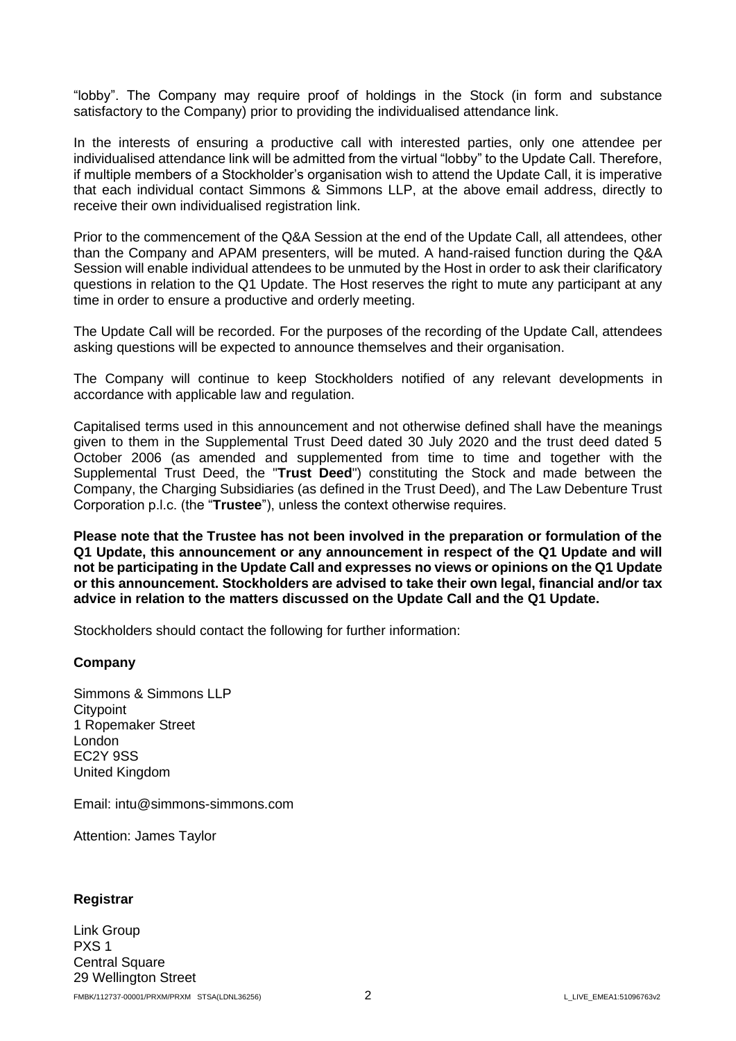"lobby". The Company may require proof of holdings in the Stock (in form and substance satisfactory to the Company) prior to providing the individualised attendance link.

In the interests of ensuring a productive call with interested parties, only one attendee per individualised attendance link will be admitted from the virtual "lobby" to the Update Call. Therefore, if multiple members of a Stockholder's organisation wish to attend the Update Call, it is imperative that each individual contact Simmons & Simmons LLP, at the above email address, directly to receive their own individualised registration link.

Prior to the commencement of the Q&A Session at the end of the Update Call, all attendees, other than the Company and APAM presenters, will be muted. A hand-raised function during the Q&A Session will enable individual attendees to be unmuted by the Host in order to ask their clarificatory questions in relation to the Q1 Update. The Host reserves the right to mute any participant at any time in order to ensure a productive and orderly meeting.

The Update Call will be recorded. For the purposes of the recording of the Update Call, attendees asking questions will be expected to announce themselves and their organisation.

The Company will continue to keep Stockholders notified of any relevant developments in accordance with applicable law and regulation.

Capitalised terms used in this announcement and not otherwise defined shall have the meanings given to them in the Supplemental Trust Deed dated 30 July 2020 and the trust deed dated 5 October 2006 (as amended and supplemented from time to time and together with the Supplemental Trust Deed, the "**Trust Deed**") constituting the Stock and made between the Company, the Charging Subsidiaries (as defined in the Trust Deed), and The Law Debenture Trust Corporation p.l.c. (the "**Trustee**"), unless the context otherwise requires.

**Please note that the Trustee has not been involved in the preparation or formulation of the Q1 Update, this announcement or any announcement in respect of the Q1 Update and will not be participating in the Update Call and expresses no views or opinions on the Q1 Update or this announcement. Stockholders are advised to take their own legal, financial and/or tax advice in relation to the matters discussed on the Update Call and the Q1 Update.**

Stockholders should contact the following for further information:

**Company**

Simmons & Simmons LLP
Citypoint
1 Ropemaker Street
London
EC2Y 9SS
United Kingdom

Email: intu@simmons-simmons.com

Attention: James Taylor

**Registrar**

Link Group
PXS 1
Central Square
29 Wellington Street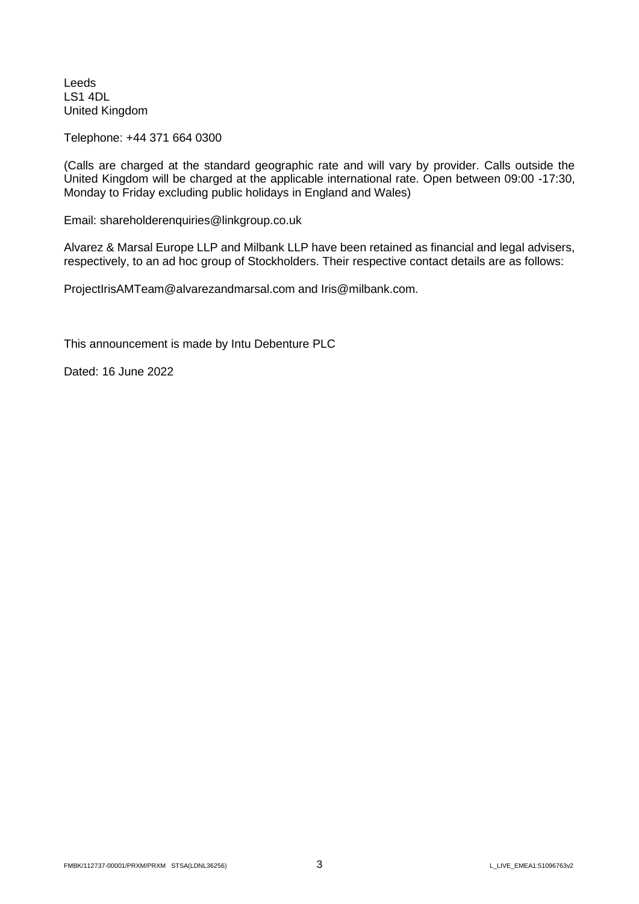Leeds
LS1 4DL
United Kingdom

Telephone: +44 371 664 0300

(Calls are charged at the standard geographic rate and will vary by provider. Calls outside the United Kingdom will be charged at the applicable international rate. Open between 09:00 -17:30, Monday to Friday excluding public holidays in England and Wales)

Email: shareholderenquiries@linkgroup.co.uk

Alvarez & Marsal Europe LLP and Milbank LLP have been retained as financial and legal advisers, respectively, to an ad hoc group of Stockholders. Their respective contact details are as follows:

ProjectIrisAMTeam@alvarezandmarsal.com and Iris@milbank.com.

This announcement is made by Intu Debenture PLC

Dated: 16 June 2022